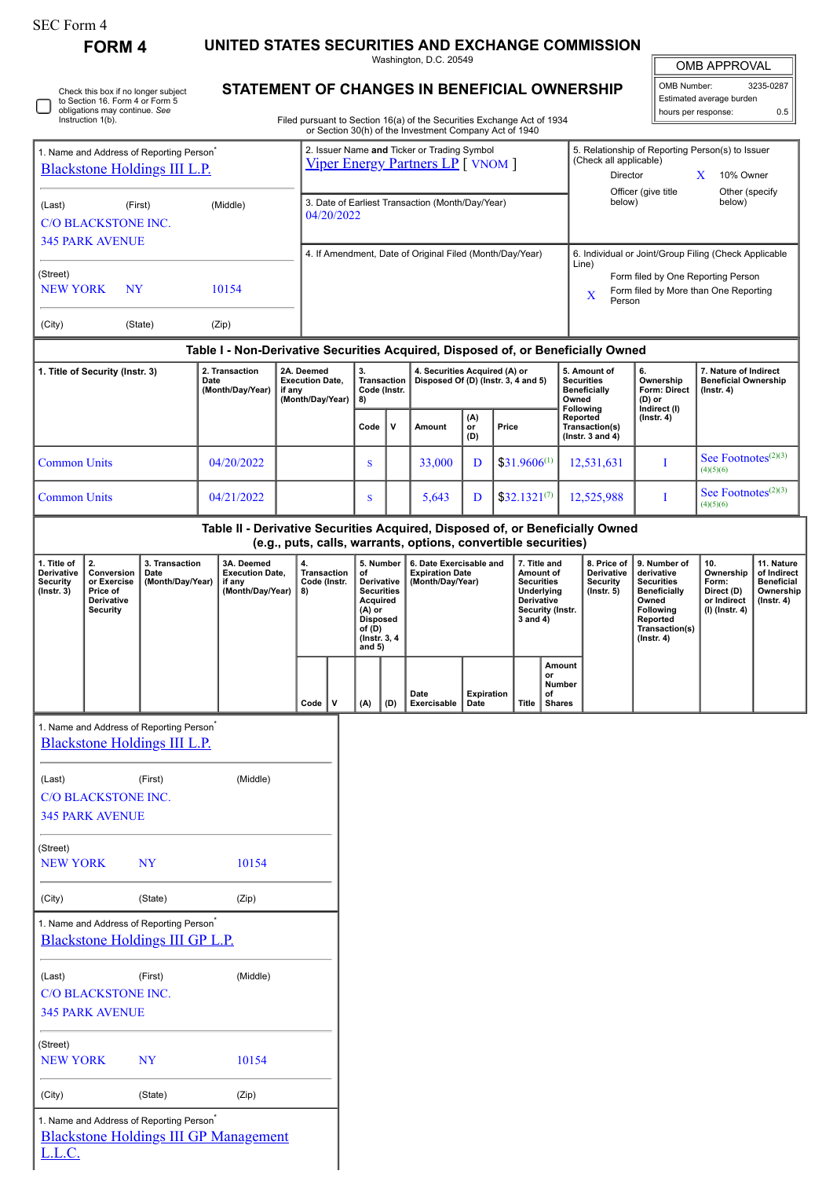SEC Form 4

# FORM 4

## UNITED STATES SECURITIES AND EXCHANGE COMMISSION

Washington, D.C. 20549

## STATEMENT OF CHANGES IN BENEFICIAL OWNERSHIP

Filed pursuant to Section 16(a) of the Securities Exchange Act of 1934 or Section 30(h) of the Investment Company Act of 1940

| OMB APPROVAL | |
|---|---|
| OMB Number: | 3235-0287 |
| Estimated average burden | |
| hours per response: | 0.5 |

☐ Check this box if no longer subject to Section 16. Form 4 or Form 5 obligations may continue. *See* Instruction 1(b).

**1. Name and Address of Reporting Person***

Blackstone Holdings III L.P.

(Last) (First) (Middle)

C/O BLACKSTONE INC.
345 PARK AVENUE

(Street)

NEW YORK NY 10154

(City) (State) (Zip)

**2. Issuer Name and Ticker or Trading Symbol**

Viper Energy Partners LP [ VNOM ]

**3. Date of Earliest Transaction (Month/Day/Year)**

04/20/2022

**4. If Amendment, Date of Original Filed (Month/Day/Year)**

**5. Relationship of Reporting Person(s) to Issuer (Check all applicable)**

Director
X 10% Owner
Officer (give title below)
Other (specify below)

**6. Individual or Joint/Group Filing (Check Applicable Line)**

Form filed by One Reporting Person
X Form filed by More than One Reporting Person

### Table I - Non-Derivative Securities Acquired, Disposed of, or Beneficially Owned

| 1. Title of Security (Instr. 3) | 2. Transaction Date (Month/Day/Year) | 2A. Deemed Execution Date, if any (Month/Day/Year) | 3. Transaction Code (Instr. 8) | | 4. Securities Acquired (A) or Disposed Of (D) (Instr. 3, 4 and 5) | | | 5. Amount of Securities Beneficially Owned Following Reported Transaction(s) (Instr. 3 and 4) | 6. Ownership Form: Direct (D) or Indirect (I) (Instr. 4) | 7. Nature of Indirect Beneficial Ownership (Instr. 4) |
|---|---|---|---|---|---|---|---|---|---|---|
| | | | Code | V | Amount | (A) or (D) | Price | | | |
| Common Units | 04/20/2022 | | S | | 33,000 | D | $31.9606[1] | 12,531,631 | I | See Footnotes[2][3][4][5][6] |
| Common Units | 04/21/2022 | | S | | 5,643 | D | $32.1321[7] | 12,525,988 | I | See Footnotes[2][3][4][5][6] |

### Table II - Derivative Securities Acquired, Disposed of, or Beneficially Owned (e.g., puts, calls, warrants, options, convertible securities)

| 1. Title of Derivative Security (Instr. 3) | 2. Conversion or Exercise Price of Derivative Security | 3. Transaction Date (Month/Day/Year) | 3A. Deemed Execution Date, if any (Month/Day/Year) | 4. Transaction Code (Instr. 8) | | 5. Number of Derivative Securities Acquired (A) or Disposed of (D) (Instr. 3, 4 and 5) | | 6. Date Exercisable and Expiration Date (Month/Day/Year) | | 7. Title and Amount of Securities Underlying Derivative Security (Instr. 3 and 4) | | 8. Price of Derivative Security (Instr. 5) | 9. Number of derivative Securities Beneficially Owned Following Reported Transaction(s) (Instr. 4) | 10. Ownership Form: Direct (D) or Indirect (I) (Instr. 4) | 11. Nature of Indirect Beneficial Ownership (Instr. 4) |
|---|---|---|---|---|---|---|---|---|---|---|---|---|---|---|---|
| | | | | Code | V | (A) | (D) | Date Exercisable | Expiration Date | Title | Amount or Number of Shares | | | | |

**1. Name and Address of Reporting Person***

Blackstone Holdings III L.P.

(Last) (First) (Middle)

C/O BLACKSTONE INC.
345 PARK AVENUE

(Street)

NEW YORK NY 10154

(City) (State) (Zip)

**1. Name and Address of Reporting Person***

Blackstone Holdings III GP L.P.

(Last) (First) (Middle)

C/O BLACKSTONE INC.
345 PARK AVENUE

(Street)

NEW YORK NY 10154

(City) (State) (Zip)

**1. Name and Address of Reporting Person***

Blackstone Holdings III GP Management L.L.C.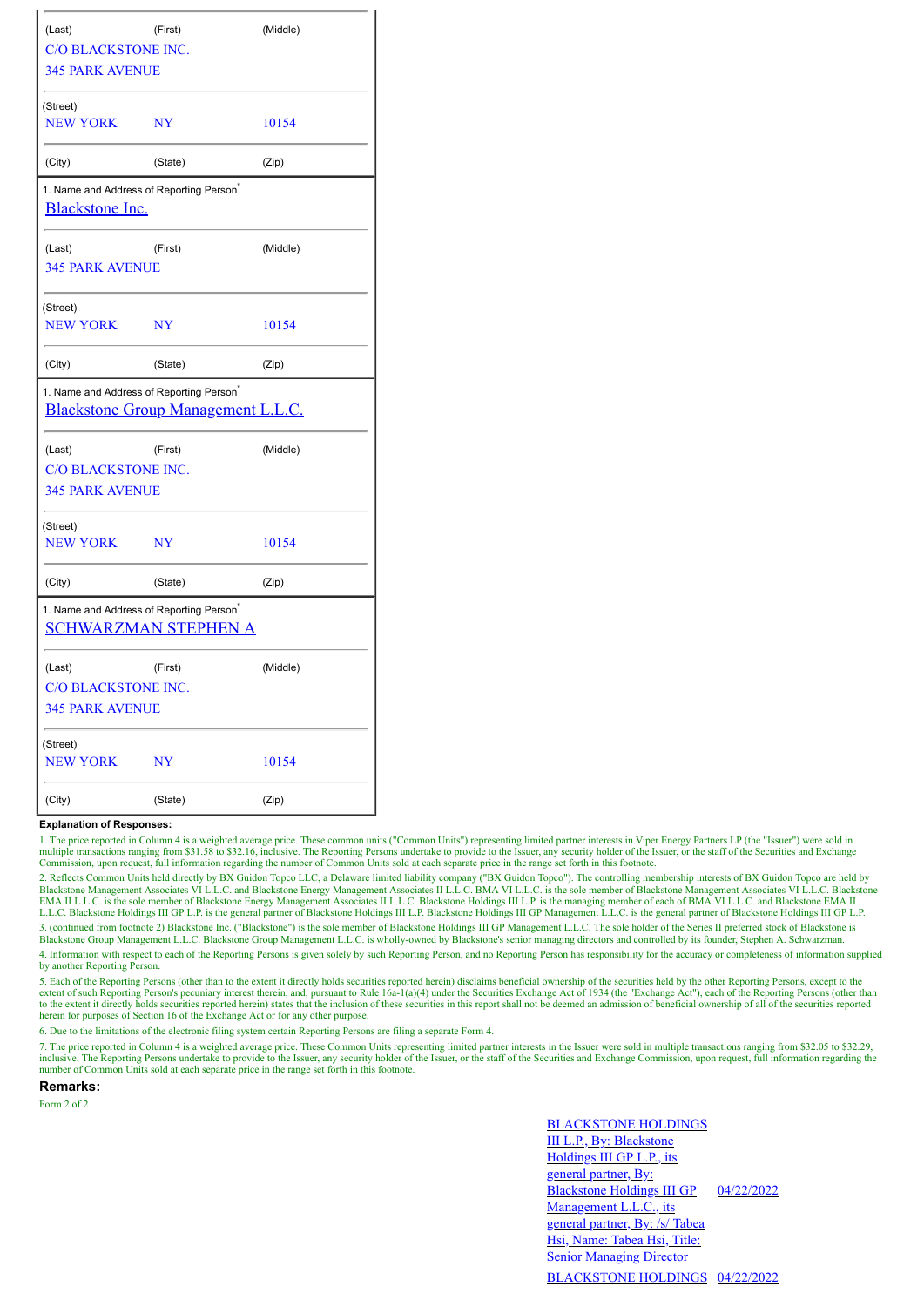| (Last) | (First) | (Middle) |
|---|---|---|
| C/O BLACKSTONE INC. | | |
| 345 PARK AVENUE | | |
| (Street) | | |
| NEW YORK | NY | 10154 |
| (City) | (State) | (Zip) |

1. Name and Address of Reporting Person*

[Blackstone Inc.]

| (Last) | (First) | (Middle) |
|---|---|---|
| 345 PARK AVENUE | | |
| (Street) | | |
| NEW YORK | NY | 10154 |
| (City) | (State) | (Zip) |

1. Name and Address of Reporting Person*

[Blackstone Group Management L.L.C.]

| (Last) | (First) | (Middle) |
|---|---|---|
| C/O BLACKSTONE INC. | | |
| 345 PARK AVENUE | | |
| (Street) | | |
| NEW YORK | NY | 10154 |
| (City) | (State) | (Zip) |

1. Name and Address of Reporting Person*

[SCHWARZMAN STEPHEN A]

| (Last) | (First) | (Middle) |
|---|---|---|
| C/O BLACKSTONE INC. | | |
| 345 PARK AVENUE | | |
| (Street) | | |
| NEW YORK | NY | 10154 |
| (City) | (State) | (Zip) |

**Explanation of Responses:**

1. The price reported in Column 4 is a weighted average price. These common units ("Common Units") representing limited partner interests in Viper Energy Partners LP (the "Issuer") were sold in multiple transactions ranging from $31.58 to $32.16, inclusive. The Reporting Persons undertake to provide to the Issuer, any security holder of the Issuer, or the staff of the Securities and Exchange Commission, upon request, full information regarding the number of Common Units sold at each separate price in the range set forth in this footnote.

2. Reflects Common Units held directly by BX Guidon Topco LLC, a Delaware limited liability company ("BX Guidon Topco"). The controlling membership interests of BX Guidon Topco are held by Blackstone Management Associates VI L.L.C. and Blackstone Energy Management Associates II L.L.C. BMA VI L.L.C. is the sole member of Blackstone Management Associates VI L.L.C. Blackstone EMA II L.L.C. is the sole member of Blackstone Energy Management Associates II L.L.C. Blackstone Holdings III L.P. is the managing member of each of BMA VI L.L.C. and Blackstone EMA II L.L.C. Blackstone Holdings III GP L.P. is the general partner of Blackstone Holdings III L.P. Blackstone Holdings III GP Management L.L.C. is the general partner of Blackstone Holdings III GP L.P.

3. (continued from footnote 2) Blackstone Inc. ("Blackstone") is the sole member of Blackstone Holdings III GP Management L.L.C. The sole holder of the Series II preferred stock of Blackstone is Blackstone Group Management L.L.C. Blackstone Group Management L.L.C. is wholly-owned by Blackstone's senior managing directors and controlled by its founder, Stephen A. Schwarzman.

4. Information with respect to each of the Reporting Persons is given solely by such Reporting Person, and no Reporting Person has responsibility for the accuracy or completeness of information supplied by another Reporting Person.

5. Each of the Reporting Persons (other than to the extent it directly holds securities reported herein) disclaims beneficial ownership of the securities held by the other Reporting Persons, except to the extent of such Reporting Person's pecuniary interest therein, and, pursuant to Rule 16a-1(a)(4) under the Securities Exchange Act of 1934 (the "Exchange Act"), each of the Reporting Persons (other than to the extent it directly holds securities reported herein) states that the inclusion of these securities in this report shall not be deemed an admission of beneficial ownership of all of the securities reported herein for purposes of Section 16 of the Exchange Act or for any other purpose.

6. Due to the limitations of the electronic filing system certain Reporting Persons are filing a separate Form 4.

7. The price reported in Column 4 is a weighted average price. These Common Units representing limited partner interests in the Issuer were sold in multiple transactions ranging from $32.05 to $32.29, inclusive. The Reporting Persons undertake to provide to the Issuer, any security holder of the Issuer, or the staff of the Securities and Exchange Commission, upon request, full information regarding the number of Common Units sold at each separate price in the range set forth in this footnote.

**Remarks:**

Form 2 of 2

| | |
|---|---|
| BLACKSTONE HOLDINGS III L.P., By: Blackstone Holdings III GP L.P., its general partner, By: Blackstone Holdings III GP Management L.L.C., its general partner, By: /s/ Tabea Hsi, Name: Tabea Hsi, Title: Senior Managing Director | 04/22/2022 |
| BLACKSTONE HOLDINGS | 04/22/2022 |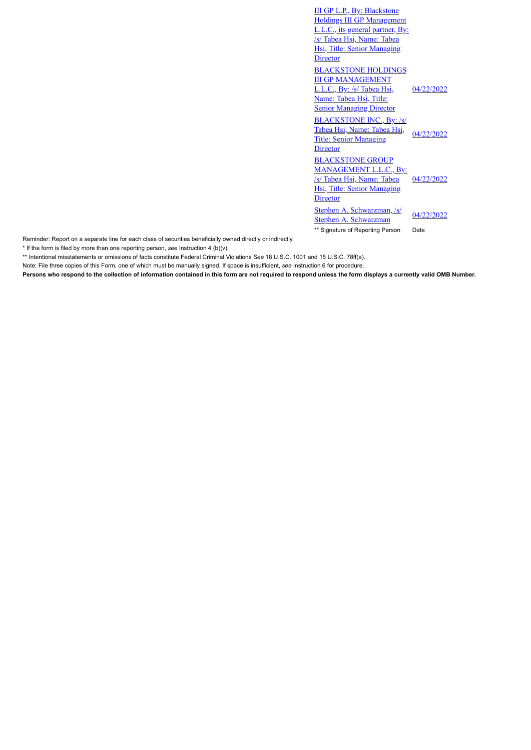| | |
|---|---|
| III GP L.P., By: Blackstone Holdings III GP Management L.L.C., its general partner, By: /s/ Tabea Hsi, Name: Tabea Hsi, Title: Senior Managing Director | |
| BLACKSTONE HOLDINGS III GP MANAGEMENT L.L.C., By: /s/ Tabea Hsi, Name: Tabea Hsi, Title: Senior Managing Director | 04/22/2022 |
| BLACKSTONE INC., By: /s/ Tabea Hsi, Name: Tabea Hsi, Title: Senior Managing Director | 04/22/2022 |
| BLACKSTONE GROUP MANAGEMENT L.L.C., By: /s/ Tabea Hsi, Name: Tabea Hsi, Title: Senior Managing Director | 04/22/2022 |
| Stephen A. Schwarzman, /s/ Stephen A. Schwarzman | 04/22/2022 |
| ** Signature of Reporting Person | Date |

Reminder: Report on a separate line for each class of securities beneficially owned directly or indirectly.

* If the form is filed by more than one reporting person, *see* Instruction 4 (b)(v).

** Intentional misstatements or omissions of facts constitute Federal Criminal Violations *See* 18 U.S.C. 1001 and 15 U.S.C. 78ff(a).

Note: File three copies of this Form, one of which must be manually signed. If space is insufficient, *see* Instruction 6 for procedure.

**Persons who respond to the collection of information contained in this form are not required to respond unless the form displays a currently valid OMB Number.**